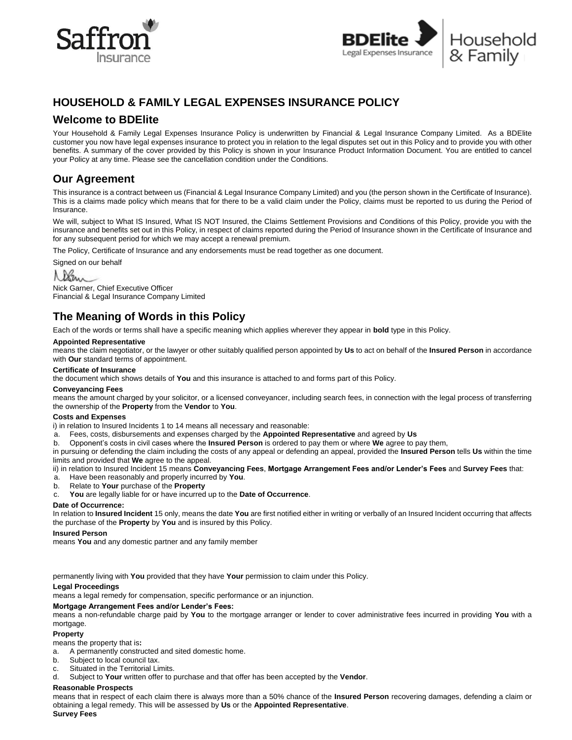# HOUSEHOLD & FAMILY LEGAL EXPENSES INSURANCE POLICY

## Welcome to BDElite

Your Household & Family Legal Expenses Insurance Policy is underwritten by Financial & Legal Insurance Company Limited. As a BDElite customer you now have legal expenses insurance to protect you in relation to the legal disputes set out in this Policy and to provide you with other benefits. A summary of the cover provided by this Policy is shown in your Insurance Product Information Document. You are entitled to cancel your Policy at any time. Please see the cancellation condition under the Conditions.

## Our Agreement

This insurance is a contract between us (Financial & Legal Insurance Company Limited) and you (the person shown in the Certificate of Insurance). This is a claims made policy which means that for there to be a valid claim under the Policy, claims must be reported to us during the Period of Insurance.

We will, subject to What IS Insured, What IS NOT Insured, the Claims Settlement Provisions and Conditions of this Policy, provide you with the insurance and benefits set out in this Policy, in respect of claims reported during the Period of Insurance shown in the Certificate of Insurance and for any subsequent period for which we may accept a renewal premium.

The Policy, Certificate of Insurance and any endorsements must be read together as one document.

Signed on our behalf

Nick Garner, Chief Executive Officer
Financial & Legal Insurance Company Limited

## The Meaning of Words in this Policy

Each of the words or terms shall have a specific meaning which applies wherever they appear in **bold** type in this Policy.

**Appointed Representative**
means the claim negotiator, or the lawyer or other suitably qualified person appointed by **Us** to act on behalf of the **Insured Person** in accordance with **Our** standard terms of appointment.

**Certificate of Insurance**
the document which shows details of **You** and this insurance is attached to and forms part of this Policy.

**Conveyancing Fees**
means the amount charged by your solicitor, or a licensed conveyancer, including search fees, in connection with the legal process of transferring the ownership of the **Property** from the **Vendor** to **You**.

**Costs and Expenses**
i) in relation to Insured Incidents 1 to 14 means all necessary and reasonable:

a. Fees, costs, disbursements and expenses charged by the **Appointed Representative** and agreed by **Us**
b. Opponent's costs in civil cases where the **Insured Person** is ordered to pay them or where **We** agree to pay them,

in pursuing or defending the claim including the costs of any appeal or defending an appeal, provided the **Insured Person** tells **Us** within the time limits and provided that **We** agree to the appeal.

ii) in relation to Insured Incident 15 means **Conveyancing Fees**, **Mortgage Arrangement Fees and/or Lender's Fees** and **Survey Fees** that:

a. Have been reasonably and properly incurred by **You**.
b. Relate to **Your** purchase of the **Property**
c. **You** are legally liable for or have incurred up to the **Date of Occurrence**.

**Date of Occurrence:**
In relation to **Insured Incident** 15 only, means the date **You** are first notified either in writing or verbally of an Insured Incident occurring that affects the purchase of the **Property** by **You** and is insured by this Policy.

**Insured Person**
means **You** and any domestic partner and any family member permanently living with **You** provided that they have **Your** permission to claim under this Policy.

**Legal Proceedings**
means a legal remedy for compensation, specific performance or an injunction.

**Mortgage Arrangement Fees and/or Lender's Fees:**
means a non-refundable charge paid by **You** to the mortgage arranger or lender to cover administrative fees incurred in providing **You** with a mortgage.

**Property**
means the property that is**:**

a. A permanently constructed and sited domestic home.
b. Subject to local council tax.
c. Situated in the Territorial Limits.
d. Subject to **Your** written offer to purchase and that offer has been accepted by the **Vendor**.

**Reasonable Prospects**
means that in respect of each claim there is always more than a 50% chance of the **Insured Person** recovering damages, defending a claim or obtaining a legal remedy. This will be assessed by **Us** or the **Appointed Representative**.

**Survey Fees**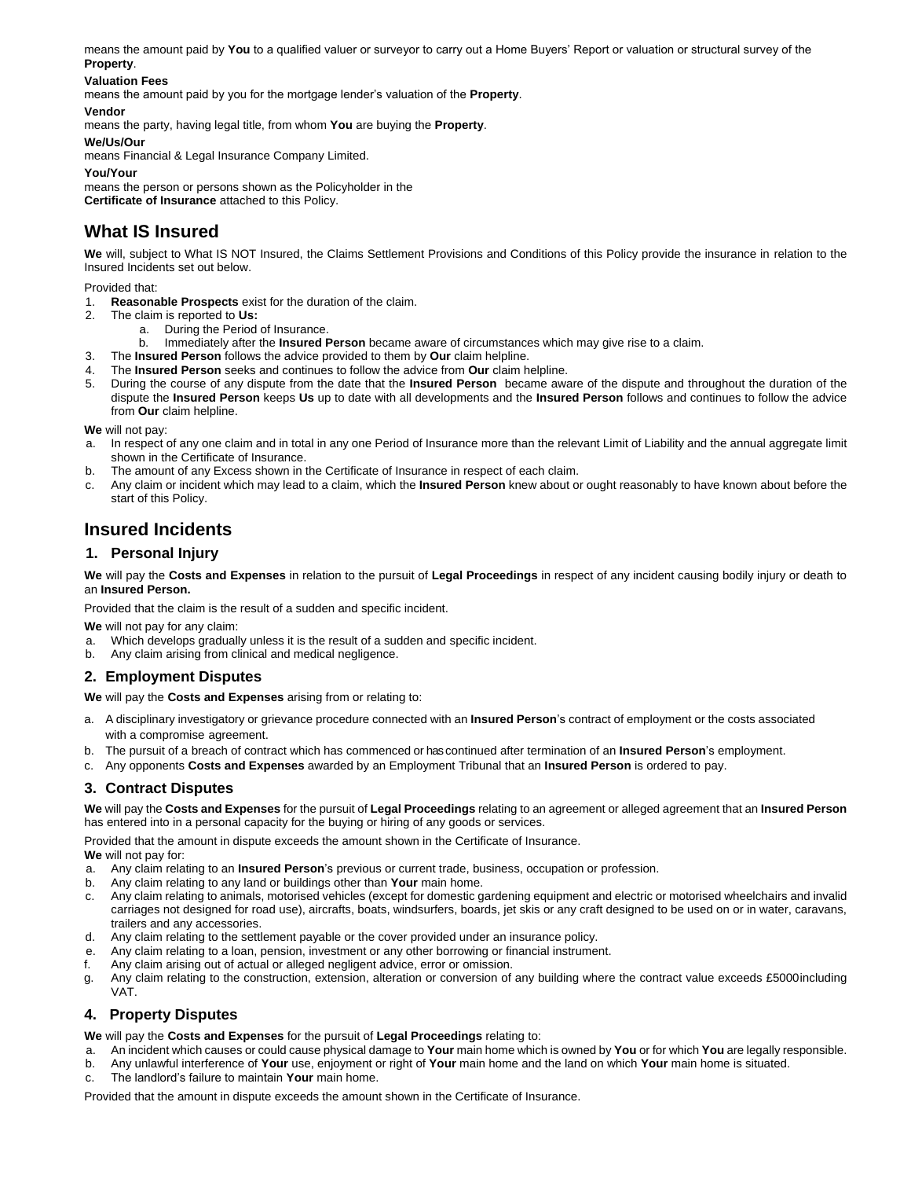means the amount paid by **You** to a qualified valuer or surveyor to carry out a Home Buyers' Report or valuation or structural survey of the **Property**.

**Valuation Fees**

means the amount paid by you for the mortgage lender's valuation of the **Property**.

**Vendor**

means the party, having legal title, from whom **You** are buying the **Property**.

**We/Us/Our**

means Financial & Legal Insurance Company Limited.

**You/Your**

means the person or persons shown as the Policyholder in the **Certificate of Insurance** attached to this Policy.

# What IS Insured

**We** will, subject to What IS NOT Insured, the Claims Settlement Provisions and Conditions of this Policy provide the insurance in relation to the Insured Incidents set out below.

Provided that:

1. **Reasonable Prospects** exist for the duration of the claim.
2. The claim is reported to **Us:**
   a. During the Period of Insurance.
   b. Immediately after the **Insured Person** became aware of circumstances which may give rise to a claim.
3. The **Insured Person** follows the advice provided to them by **Our** claim helpline.
4. The **Insured Person** seeks and continues to follow the advice from **Our** claim helpline.
5. During the course of any dispute from the date that the **Insured Person** became aware of the dispute and throughout the duration of the dispute the **Insured Person** keeps **Us** up to date with all developments and the **Insured Person** follows and continues to follow the advice from **Our** claim helpline.

**We** will not pay:

a. In respect of any one claim and in total in any one Period of Insurance more than the relevant Limit of Liability and the annual aggregate limit shown in the Certificate of Insurance.
b. The amount of any Excess shown in the Certificate of Insurance in respect of each claim.
c. Any claim or incident which may lead to a claim, which the **Insured Person** knew about or ought reasonably to have known about before the start of this Policy.

# Insured Incidents

## 1. Personal Injury

**We** will pay the **Costs and Expenses** in relation to the pursuit of **Legal Proceedings** in respect of any incident causing bodily injury or death to an **Insured Person.**

Provided that the claim is the result of a sudden and specific incident.

**We** will not pay for any claim:

a. Which develops gradually unless it is the result of a sudden and specific incident.
b. Any claim arising from clinical and medical negligence.

## 2. Employment Disputes

**We** will pay the **Costs and Expenses** arising from or relating to:

a. A disciplinary investigatory or grievance procedure connected with an **Insured Person**'s contract of employment or the costs associated with a compromise agreement.
b. The pursuit of a breach of contract which has commenced or has continued after termination of an **Insured Person**'s employment.
c. Any opponents **Costs and Expenses** awarded by an Employment Tribunal that an **Insured Person** is ordered to pay.

## 3. Contract Disputes

**We** will pay the **Costs and Expenses** for the pursuit of **Legal Proceedings** relating to an agreement or alleged agreement that an **Insured Person** has entered into in a personal capacity for the buying or hiring of any goods or services.

Provided that the amount in dispute exceeds the amount shown in the Certificate of Insurance.

**We** will not pay for:

a. Any claim relating to an **Insured Person**'s previous or current trade, business, occupation or profession.
b. Any claim relating to any land or buildings other than **Your** main home.
c. Any claim relating to animals, motorised vehicles (except for domestic gardening equipment and electric or motorised wheelchairs and invalid carriages not designed for road use), aircrafts, boats, windsurfers, boards, jet skis or any craft designed to be used on or in water, caravans, trailers and any accessories.
d. Any claim relating to the settlement payable or the cover provided under an insurance policy.
e. Any claim relating to a loan, pension, investment or any other borrowing or financial instrument.
f. Any claim arising out of actual or alleged negligent advice, error or omission.
g. Any claim relating to the construction, extension, alteration or conversion of any building where the contract value exceeds £5000 including VAT.

## 4. Property Disputes

**We** will pay the **Costs and Expenses** for the pursuit of **Legal Proceedings** relating to:

a. An incident which causes or could cause physical damage to **Your** main home which is owned by **You** or for which **You** are legally responsible.
b. Any unlawful interference of **Your** use, enjoyment or right of **Your** main home and the land on which **Your** main home is situated.
c. The landlord's failure to maintain **Your** main home.

Provided that the amount in dispute exceeds the amount shown in the Certificate of Insurance.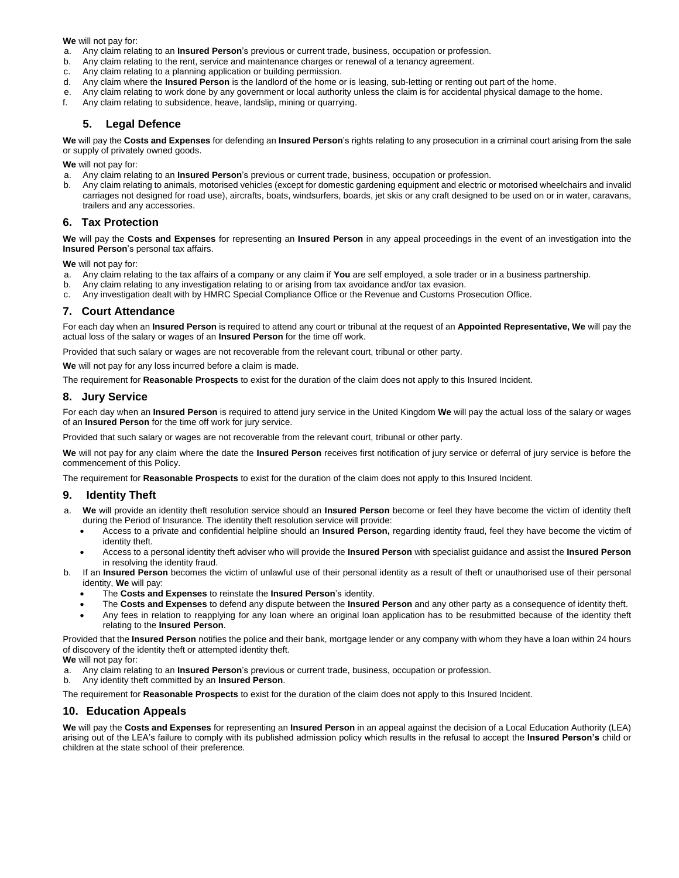**We** will not pay for:

a. Any claim relating to an **Insured Person**'s previous or current trade, business, occupation or profession.
b. Any claim relating to the rent, service and maintenance charges or renewal of a tenancy agreement.
c. Any claim relating to a planning application or building permission.
d. Any claim where the **Insured Person** is the landlord of the home or is leasing, sub-letting or renting out part of the home.
e. Any claim relating to work done by any government or local authority unless the claim is for accidental physical damage to the home.
f. Any claim relating to subsidence, heave, landslip, mining or quarrying.

## 5. Legal Defence

**We** will pay the **Costs and Expenses** for defending an **Insured Person**'s rights relating to any prosecution in a criminal court arising from the sale or supply of privately owned goods.

**We** will not pay for:

a. Any claim relating to an **Insured Person**'s previous or current trade, business, occupation or profession.
b. Any claim relating to animals, motorised vehicles (except for domestic gardening equipment and electric or motorised wheelchairs and invalid carriages not designed for road use), aircrafts, boats, windsurfers, boards, jet skis or any craft designed to be used on or in water, caravans, trailers and any accessories.

## 6. Tax Protection

**We** will pay the **Costs and Expenses** for representing an **Insured Person** in any appeal proceedings in the event of an investigation into the **Insured Person**'s personal tax affairs.

**We** will not pay for:

a. Any claim relating to the tax affairs of a company or any claim if **You** are self employed, a sole trader or in a business partnership.
b. Any claim relating to any investigation relating to or arising from tax avoidance and/or tax evasion.
c. Any investigation dealt with by HMRC Special Compliance Office or the Revenue and Customs Prosecution Office.

## 7. Court Attendance

For each day when an **Insured Person** is required to attend any court or tribunal at the request of an **Appointed Representative, We** will pay the actual loss of the salary or wages of an **Insured Person** for the time off work.

Provided that such salary or wages are not recoverable from the relevant court, tribunal or other party.

**We** will not pay for any loss incurred before a claim is made.

The requirement for **Reasonable Prospects** to exist for the duration of the claim does not apply to this Insured Incident.

## 8. Jury Service

For each day when an **Insured Person** is required to attend jury service in the United Kingdom **We** will pay the actual loss of the salary or wages of an **Insured Person** for the time off work for jury service.

Provided that such salary or wages are not recoverable from the relevant court, tribunal or other party.

**We** will not pay for any claim where the date the **Insured Person** receives first notification of jury service or deferral of jury service is before the commencement of this Policy.

The requirement for **Reasonable Prospects** to exist for the duration of the claim does not apply to this Insured Incident.

## 9. Identity Theft

a. **We** will provide an identity theft resolution service should an **Insured Person** become or feel they have become the victim of identity theft during the Period of Insurance. The identity theft resolution service will provide:
   - Access to a private and confidential helpline should an **Insured Person,** regarding identity fraud, feel they have become the victim of identity theft.
   - Access to a personal identity theft adviser who will provide the **Insured Person** with specialist guidance and assist the **Insured Person** in resolving the identity fraud.

b. If an **Insured Person** becomes the victim of unlawful use of their personal identity as a result of theft or unauthorised use of their personal identity, **We** will pay:
   - The **Costs and Expenses** to reinstate the **Insured Person**'s identity.
   - The **Costs and Expenses** to defend any dispute between the **Insured Person** and any other party as a consequence of identity theft.
   - Any fees in relation to reapplying for any loan where an original loan application has to be resubmitted because of the identity theft relating to the **Insured Person**.

Provided that the **Insured Person** notifies the police and their bank, mortgage lender or any company with whom they have a loan within 24 hours of discovery of the identity theft or attempted identity theft.

**We** will not pay for:

a. Any claim relating to an **Insured Person**'s previous or current trade, business, occupation or profession.
b. Any identity theft committed by an **Insured Person**.

The requirement for **Reasonable Prospects** to exist for the duration of the claim does not apply to this Insured Incident.

## 10. Education Appeals

**We** will pay the **Costs and Expenses** for representing an **Insured Person** in an appeal against the decision of a Local Education Authority (LEA) arising out of the LEA's failure to comply with its published admission policy which results in the refusal to accept the **Insured Person's** child or children at the state school of their preference.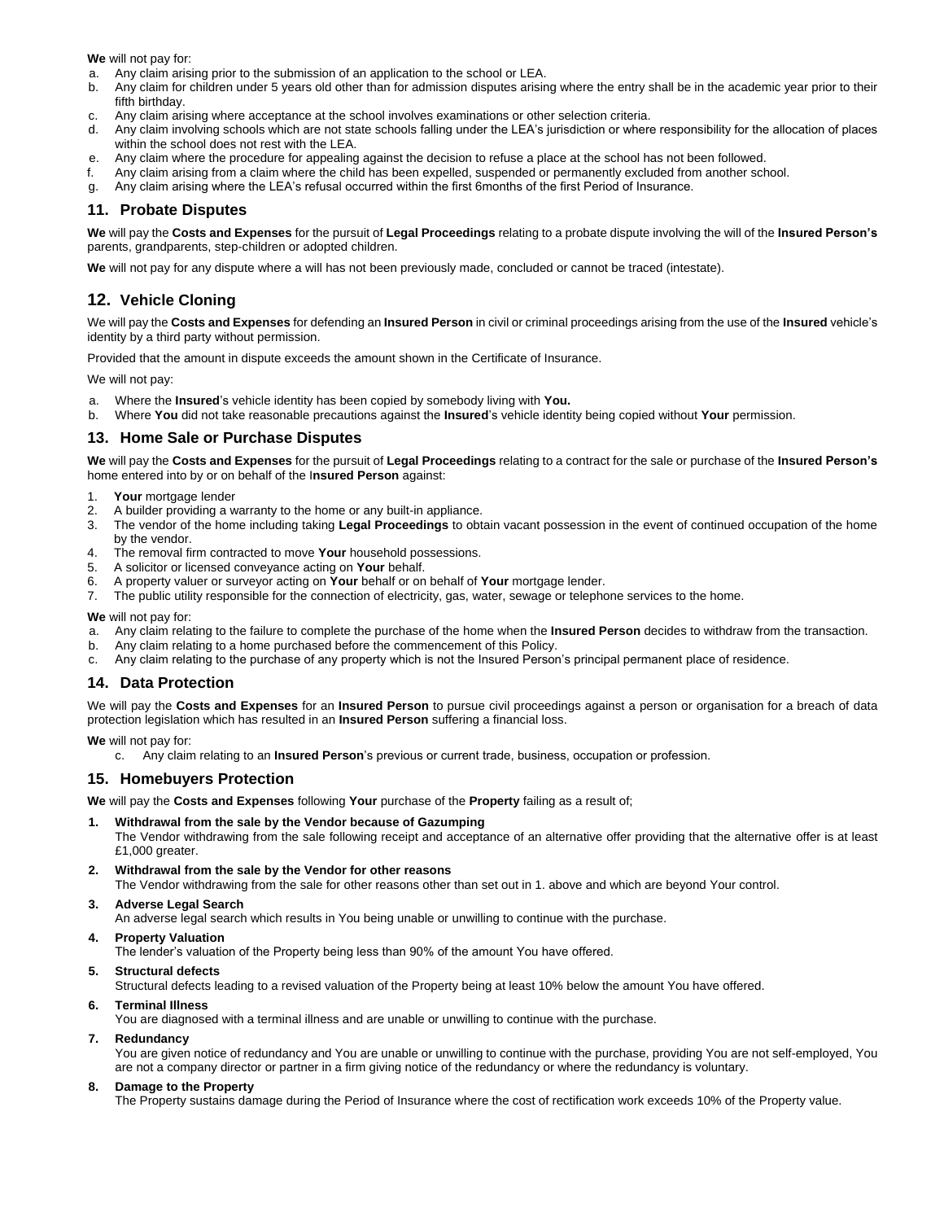**We** will not pay for:

a. Any claim arising prior to the submission of an application to the school or LEA.
b. Any claim for children under 5 years old other than for admission disputes arising where the entry shall be in the academic year prior to their fifth birthday.
c. Any claim arising where acceptance at the school involves examinations or other selection criteria.
d. Any claim involving schools which are not state schools falling under the LEA's jurisdiction or where responsibility for the allocation of places within the school does not rest with the LEA.
e. Any claim where the procedure for appealing against the decision to refuse a place at the school has not been followed.
f. Any claim arising from a claim where the child has been expelled, suspended or permanently excluded from another school.
g. Any claim arising where the LEA's refusal occurred within the first 6months of the first Period of Insurance.

## 11. Probate Disputes

**We** will pay the **Costs and Expenses** for the pursuit of **Legal Proceedings** relating to a probate dispute involving the will of the **Insured Person's** parents, grandparents, step-children or adopted children.

**We** will not pay for any dispute where a will has not been previously made, concluded or cannot be traced (intestate).

## 12. Vehicle Cloning

We will pay the **Costs and Expenses** for defending an **Insured Person** in civil or criminal proceedings arising from the use of the **Insured** vehicle's identity by a third party without permission.

Provided that the amount in dispute exceeds the amount shown in the Certificate of Insurance.

We will not pay:

a. Where the **Insured**'s vehicle identity has been copied by somebody living with **You.**
b. Where **You** did not take reasonable precautions against the **Insured**'s vehicle identity being copied without **Your** permission.

## 13. Home Sale or Purchase Disputes

**We** will pay the **Costs and Expenses** for the pursuit of **Legal Proceedings** relating to a contract for the sale or purchase of the **Insured Person's** home entered into by or on behalf of the I**nsured Person** against:

1. **Your** mortgage lender
2. A builder providing a warranty to the home or any built-in appliance.
3. The vendor of the home including taking **Legal Proceedings** to obtain vacant possession in the event of continued occupation of the home by the vendor.
4. The removal firm contracted to move **Your** household possessions.
5. A solicitor or licensed conveyance acting on **Your** behalf.
6. A property valuer or surveyor acting on **Your** behalf or on behalf of **Your** mortgage lender.
7. The public utility responsible for the connection of electricity, gas, water, sewage or telephone services to the home.

**We** will not pay for:

a. Any claim relating to the failure to complete the purchase of the home when the **Insured Person** decides to withdraw from the transaction.
b. Any claim relating to a home purchased before the commencement of this Policy.
c. Any claim relating to the purchase of any property which is not the Insured Person's principal permanent place of residence.

## 14. Data Protection

We will pay the **Costs and Expenses** for an **Insured Person** to pursue civil proceedings against a person or organisation for a breach of data protection legislation which has resulted in an **Insured Person** suffering a financial loss.

**We** will not pay for:

c. Any claim relating to an **Insured Person**'s previous or current trade, business, occupation or profession.

## 15. Homebuyers Protection

**We** will pay the **Costs and Expenses** following **Your** purchase of the **Property** failing as a result of;

1. **Withdrawal from the sale by the Vendor because of Gazumping**
   The Vendor withdrawing from the sale following receipt and acceptance of an alternative offer providing that the alternative offer is at least £1,000 greater.
2. **Withdrawal from the sale by the Vendor for other reasons**
   The Vendor withdrawing from the sale for other reasons other than set out in 1. above and which are beyond Your control.
3. **Adverse Legal Search**
   An adverse legal search which results in You being unable or unwilling to continue with the purchase.
4. **Property Valuation**
   The lender's valuation of the Property being less than 90% of the amount You have offered.
5. **Structural defects**
   Structural defects leading to a revised valuation of the Property being at least 10% below the amount You have offered.
6. **Terminal Illness**
   You are diagnosed with a terminal illness and are unable or unwilling to continue with the purchase.
7. **Redundancy**
   You are given notice of redundancy and You are unable or unwilling to continue with the purchase, providing You are not self-employed, You are not a company director or partner in a firm giving notice of the redundancy or where the redundancy is voluntary.
8. **Damage to the Property**
   The Property sustains damage during the Period of Insurance where the cost of rectification work exceeds 10% of the Property value.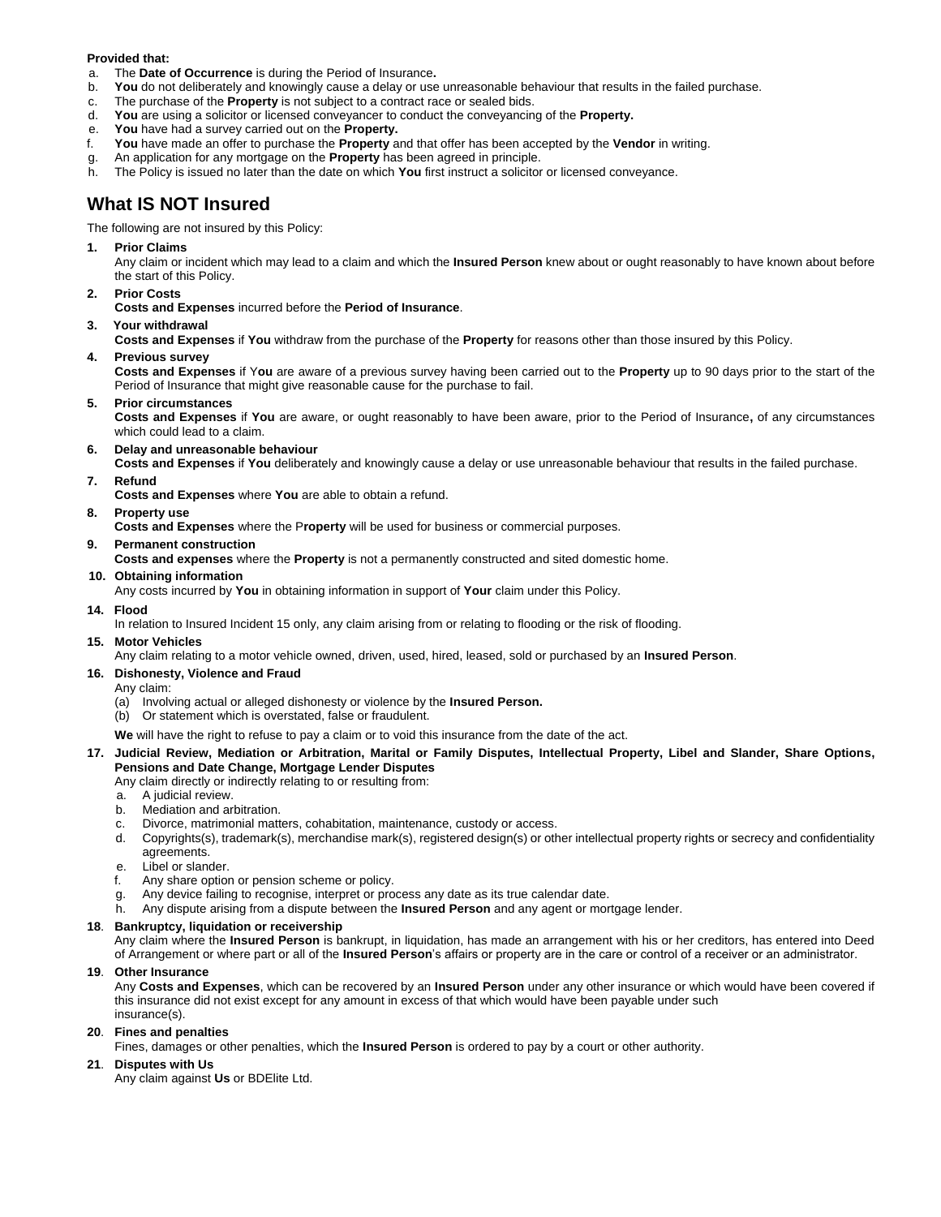**Provided that:**

a. The **Date of Occurrence** is during the Period of Insurance**.**
b. **You** do not deliberately and knowingly cause a delay or use unreasonable behaviour that results in the failed purchase.
c. The purchase of the **Property** is not subject to a contract race or sealed bids.
d. **You** are using a solicitor or licensed conveyancer to conduct the conveyancing of the **Property.**
e. **You** have had a survey carried out on the **Property.**
f. **You** have made an offer to purchase the **Property** and that offer has been accepted by the **Vendor** in writing.
g. An application for any mortgage on the **Property** has been agreed in principle.
h. The Policy is issued no later than the date on which **You** first instruct a solicitor or licensed conveyance.

## What IS NOT Insured

The following are not insured by this Policy:

**1. Prior Claims**
Any claim or incident which may lead to a claim and which the **Insured Person** knew about or ought reasonably to have known about before the start of this Policy.

**2. Prior Costs**
**Costs and Expenses** incurred before the **Period of Insurance**.

**3. Your withdrawal**
**Costs and Expenses** if **You** withdraw from the purchase of the **Property** for reasons other than those insured by this Policy.

**4. Previous survey**
**Costs and Expenses** if Y**ou** are aware of a previous survey having been carried out to the **Property** up to 90 days prior to the start of the Period of Insurance that might give reasonable cause for the purchase to fail.

**5. Prior circumstances**
**Costs and Expenses** if **You** are aware, or ought reasonably to have been aware, prior to the Period of Insurance**,** of any circumstances which could lead to a claim.

**6. Delay and unreasonable behaviour**
**Costs and Expenses** if **You** deliberately and knowingly cause a delay or use unreasonable behaviour that results in the failed purchase.

**7. Refund**
**Costs and Expenses** where **You** are able to obtain a refund.

**8. Property use**
**Costs and Expenses** where the P**roperty** will be used for business or commercial purposes.

**9. Permanent construction**
**Costs and expenses** where the **Property** is not a permanently constructed and sited domestic home.

**10. Obtaining information**
Any costs incurred by **You** in obtaining information in support of **Your** claim under this Policy.

**14. Flood**
In relation to Insured Incident 15 only, any claim arising from or relating to flooding or the risk of flooding.

**15. Motor Vehicles**
Any claim relating to a motor vehicle owned, driven, used, hired, leased, sold or purchased by an **Insured Person**.

**16. Dishonesty, Violence and Fraud**
Any claim:
(a) Involving actual or alleged dishonesty or violence by the **Insured Person.**
(b) Or statement which is overstated, false or fraudulent.

**We** will have the right to refuse to pay a claim or to void this insurance from the date of the act.

**17. Judicial Review, Mediation or Arbitration, Marital or Family Disputes, Intellectual Property, Libel and Slander, Share Options, Pensions and Date Change, Mortgage Lender Disputes**
Any claim directly or indirectly relating to or resulting from:
a. A judicial review.
b. Mediation and arbitration.
c. Divorce, matrimonial matters, cohabitation, maintenance, custody or access.
d. Copyrights(s), trademark(s), merchandise mark(s), registered design(s) or other intellectual property rights or secrecy and confidentiality agreements.
e. Libel or slander.
f. Any share option or pension scheme or policy.
g. Any device failing to recognise, interpret or process any date as its true calendar date.
h. Any dispute arising from a dispute between the **Insured Person** and any agent or mortgage lender.

**18. Bankruptcy, liquidation or receivership**
Any claim where the **Insured Person** is bankrupt, in liquidation, has made an arrangement with his or her creditors, has entered into Deed of Arrangement or where part or all of the **Insured Person**'s affairs or property are in the care or control of a receiver or an administrator.

**19. Other Insurance**
Any **Costs and Expenses**, which can be recovered by an **Insured Person** under any other insurance or which would have been covered if this insurance did not exist except for any amount in excess of that which would have been payable under such insurance(s).

**20. Fines and penalties**
Fines, damages or other penalties, which the **Insured Person** is ordered to pay by a court or other authority.

**21. Disputes with Us**
Any claim against **Us** or BDElite Ltd.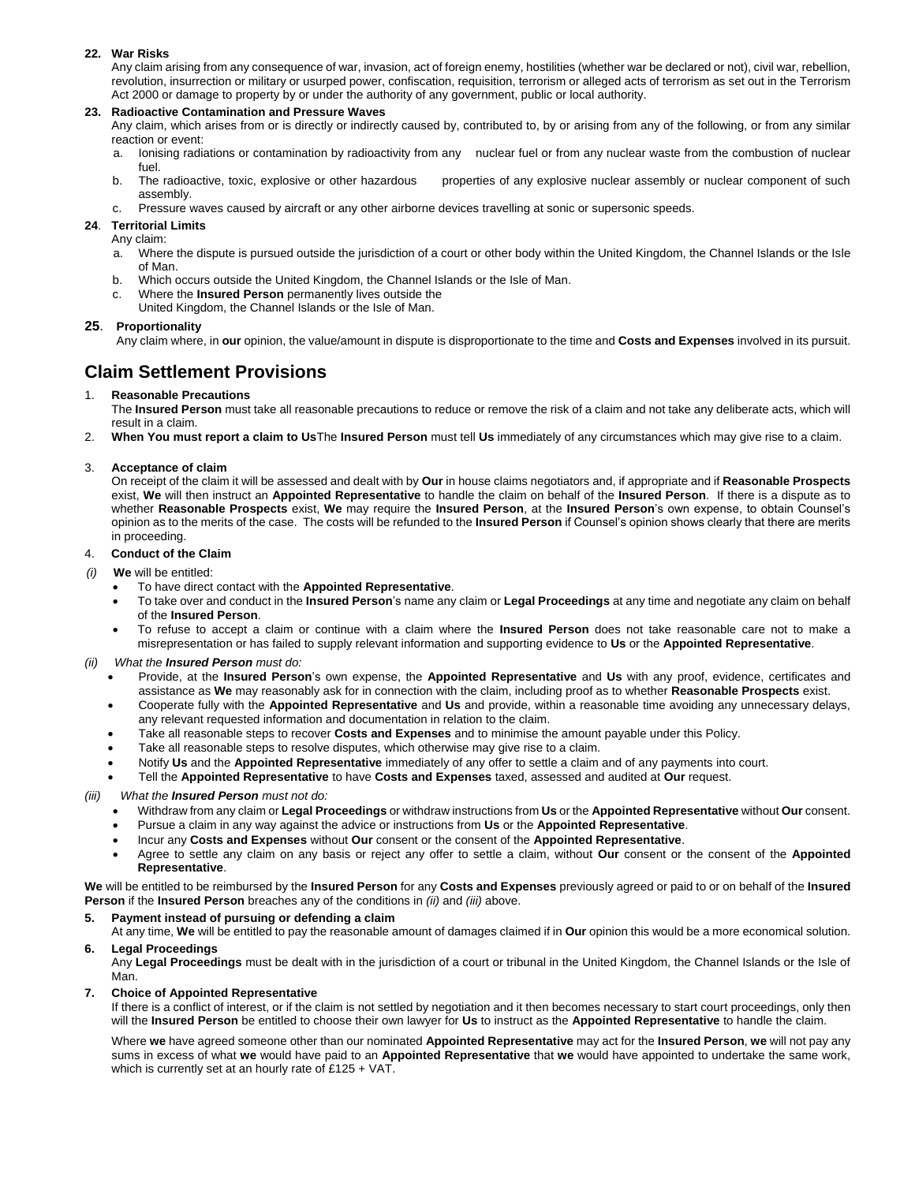**22. War Risks**

Any claim arising from any consequence of war, invasion, act of foreign enemy, hostilities (whether war be declared or not), civil war, rebellion, revolution, insurrection or military or usurped power, confiscation, requisition, terrorism or alleged acts of terrorism as set out in the Terrorism Act 2000 or damage to property by or under the authority of any government, public or local authority.

**23. Radioactive Contamination and Pressure Waves**

Any claim, which arises from or is directly or indirectly caused by, contributed to, by or arising from any of the following, or from any similar reaction or event:

a. Ionising radiations or contamination by radioactivity from any nuclear fuel or from any nuclear waste from the combustion of nuclear fuel.
b. The radioactive, toxic, explosive or other hazardous properties of any explosive nuclear assembly or nuclear component of such assembly.
c. Pressure waves caused by aircraft or any other airborne devices travelling at sonic or supersonic speeds.

**24. Territorial Limits**

Any claim:

a. Where the dispute is pursued outside the jurisdiction of a court or other body within the United Kingdom, the Channel Islands or the Isle of Man.
b. Which occurs outside the United Kingdom, the Channel Islands or the Isle of Man.
c. Where the **Insured Person** permanently lives outside the United Kingdom, the Channel Islands or the Isle of Man.

**25. Proportionality**

Any claim where, in **our** opinion, the value/amount in dispute is disproportionate to the time and **Costs and Expenses** involved in its pursuit.

## Claim Settlement Provisions

1. **Reasonable Precautions**

   The **Insured Person** must take all reasonable precautions to reduce or remove the risk of a claim and not take any deliberate acts, which will result in a claim.

2. **When You must report a claim to Us** The **Insured Person** must tell **Us** immediately of any circumstances which may give rise to a claim.

3. **Acceptance of claim**

   On receipt of the claim it will be assessed and dealt with by **Our** in house claims negotiators and, if appropriate and if **Reasonable Prospects** exist, **We** will then instruct an **Appointed Representative** to handle the claim on behalf of the **Insured Person**. If there is a dispute as to whether **Reasonable Prospects** exist, **We** may require the **Insured Person**, at the **Insured Person**'s own expense, to obtain Counsel's opinion as to the merits of the case. The costs will be refunded to the **Insured Person** if Counsel's opinion shows clearly that there are merits in proceeding.

4. **Conduct of the Claim**

*(i)* **We** will be entitled:

- To have direct contact with the **Appointed Representative**.
- To take over and conduct in the **Insured Person**'s name any claim or **Legal Proceedings** at any time and negotiate any claim on behalf of the **Insured Person**.
- To refuse to accept a claim or continue with a claim where the **Insured Person** does not take reasonable care not to make a misrepresentation or has failed to supply relevant information and supporting evidence to **Us** or the **Appointed Representative**.

*(ii) What the **Insured Person** must do:*

- Provide, at the **Insured Person**'s own expense, the **Appointed Representative** and **Us** with any proof, evidence, certificates and assistance as **We** may reasonably ask for in connection with the claim, including proof as to whether **Reasonable Prospects** exist.
- Cooperate fully with the **Appointed Representative** and **Us** and provide, within a reasonable time avoiding any unnecessary delays, any relevant requested information and documentation in relation to the claim.
- Take all reasonable steps to recover **Costs and Expenses** and to minimise the amount payable under this Policy.
- Take all reasonable steps to resolve disputes, which otherwise may give rise to a claim.
- Notify **Us** and the **Appointed Representative** immediately of any offer to settle a claim and of any payments into court.
- Tell the **Appointed Representative** to have **Costs and Expenses** taxed, assessed and audited at **Our** request.

*(iii) What the **Insured Person** must not do:*

- Withdraw from any claim or **Legal Proceedings** or withdraw instructions from **Us** or the **Appointed Representative** without **Our** consent.
- Pursue a claim in any way against the advice or instructions from **Us** or the **Appointed Representative**.
- Incur any **Costs and Expenses** without **Our** consent or the consent of the **Appointed Representative**.
- Agree to settle any claim on any basis or reject any offer to settle a claim, without **Our** consent or the consent of the **Appointed Representative**.

**We** will be entitled to be reimbursed by the **Insured Person** for any **Costs and Expenses** previously agreed or paid to or on behalf of the **Insured Person** if the **Insured Person** breaches any of the conditions in *(ii)* and *(iii)* above.

5. **Payment instead of pursuing or defending a claim**

   At any time, **We** will be entitled to pay the reasonable amount of damages claimed if in **Our** opinion this would be a more economical solution.

6. **Legal Proceedings**

   Any **Legal Proceedings** must be dealt with in the jurisdiction of a court or tribunal in the United Kingdom, the Channel Islands or the Isle of Man.

7. **Choice of Appointed Representative**

   If there is a conflict of interest, or if the claim is not settled by negotiation and it then becomes necessary to start court proceedings, only then will the **Insured Person** be entitled to choose their own lawyer for **Us** to instruct as the **Appointed Representative** to handle the claim.

   Where **we** have agreed someone other than our nominated **Appointed Representative** may act for the **Insured Person**, **we** will not pay any sums in excess of what **we** would have paid to an **Appointed Representative** that **we** would have appointed to undertake the same work, which is currently set at an hourly rate of £125 + VAT.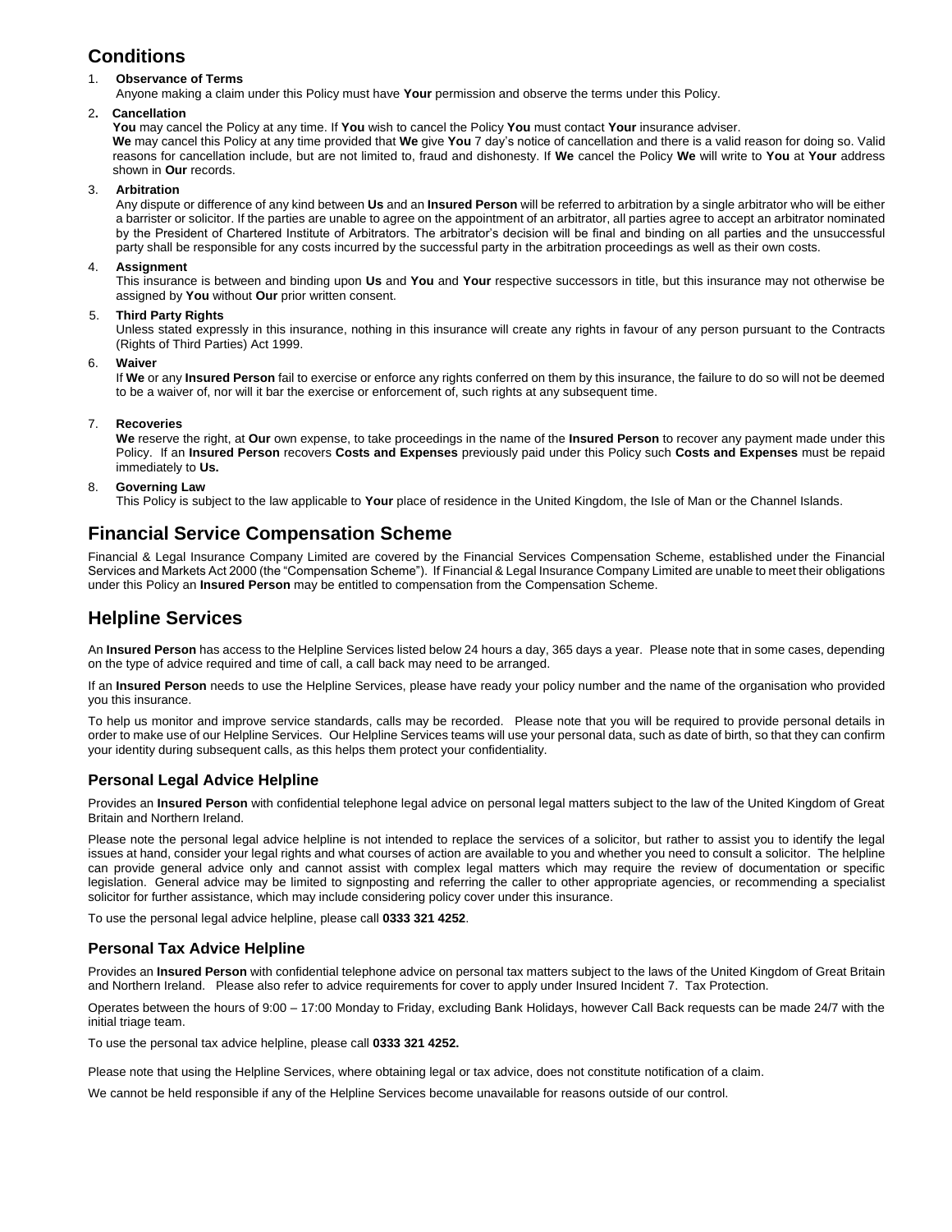## Conditions

1. **Observance of Terms**
   Anyone making a claim under this Policy must have **Your** permission and observe the terms under this Policy.

2. **Cancellation**
   **You** may cancel the Policy at any time. If **You** wish to cancel the Policy **You** must contact **Your** insurance adviser.
   **We** may cancel this Policy at any time provided that **We** give **You** 7 day's notice of cancellation and there is a valid reason for doing so. Valid reasons for cancellation include, but are not limited to, fraud and dishonesty. If **We** cancel the Policy **We** will write to **You** at **Your** address shown in **Our** records.

3. **Arbitration**
   Any dispute or difference of any kind between **Us** and an **Insured Person** will be referred to arbitration by a single arbitrator who will be either a barrister or solicitor. If the parties are unable to agree on the appointment of an arbitrator, all parties agree to accept an arbitrator nominated by the President of Chartered Institute of Arbitrators. The arbitrator's decision will be final and binding on all parties and the unsuccessful party shall be responsible for any costs incurred by the successful party in the arbitration proceedings as well as their own costs.

4. **Assignment**
   This insurance is between and binding upon **Us** and **You** and **Your** respective successors in title, but this insurance may not otherwise be assigned by **You** without **Our** prior written consent.

5. **Third Party Rights**
   Unless stated expressly in this insurance, nothing in this insurance will create any rights in favour of any person pursuant to the Contracts (Rights of Third Parties) Act 1999.

6. **Waiver**
   If **We** or any **Insured Person** fail to exercise or enforce any rights conferred on them by this insurance, the failure to do so will not be deemed to be a waiver of, nor will it bar the exercise or enforcement of, such rights at any subsequent time.

7. **Recoveries**
   **We** reserve the right, at **Our** own expense, to take proceedings in the name of the **Insured Person** to recover any payment made under this Policy. If an **Insured Person** recovers **Costs and Expenses** previously paid under this Policy such **Costs and Expenses** must be repaid immediately to **Us.**

8. **Governing Law**
   This Policy is subject to the law applicable to **Your** place of residence in the United Kingdom, the Isle of Man or the Channel Islands.

## Financial Service Compensation Scheme

Financial & Legal Insurance Company Limited are covered by the Financial Services Compensation Scheme, established under the Financial Services and Markets Act 2000 (the "Compensation Scheme"). If Financial & Legal Insurance Company Limited are unable to meet their obligations under this Policy an **Insured Person** may be entitled to compensation from the Compensation Scheme.

## Helpline Services

An **Insured Person** has access to the Helpline Services listed below 24 hours a day, 365 days a year. Please note that in some cases, depending on the type of advice required and time of call, a call back may need to be arranged.

If an **Insured Person** needs to use the Helpline Services, please have ready your policy number and the name of the organisation who provided you this insurance.

To help us monitor and improve service standards, calls may be recorded. Please note that you will be required to provide personal details in order to make use of our Helpline Services. Our Helpline Services teams will use your personal data, such as date of birth, so that they can confirm your identity during subsequent calls, as this helps them protect your confidentiality.

### Personal Legal Advice Helpline

Provides an **Insured Person** with confidential telephone legal advice on personal legal matters subject to the law of the United Kingdom of Great Britain and Northern Ireland.

Please note the personal legal advice helpline is not intended to replace the services of a solicitor, but rather to assist you to identify the legal issues at hand, consider your legal rights and what courses of action are available to you and whether you need to consult a solicitor. The helpline can provide general advice only and cannot assist with complex legal matters which may require the review of documentation or specific legislation. General advice may be limited to signposting and referring the caller to other appropriate agencies, or recommending a specialist solicitor for further assistance, which may include considering policy cover under this insurance.

To use the personal legal advice helpline, please call **0333 321 4252**.

### Personal Tax Advice Helpline

Provides an **Insured Person** with confidential telephone advice on personal tax matters subject to the laws of the United Kingdom of Great Britain and Northern Ireland. Please also refer to advice requirements for cover to apply under Insured Incident 7. Tax Protection.

Operates between the hours of 9:00 – 17:00 Monday to Friday, excluding Bank Holidays, however Call Back requests can be made 24/7 with the initial triage team.

To use the personal tax advice helpline, please call **0333 321 4252.**

Please note that using the Helpline Services, where obtaining legal or tax advice, does not constitute notification of a claim.

We cannot be held responsible if any of the Helpline Services become unavailable for reasons outside of our control.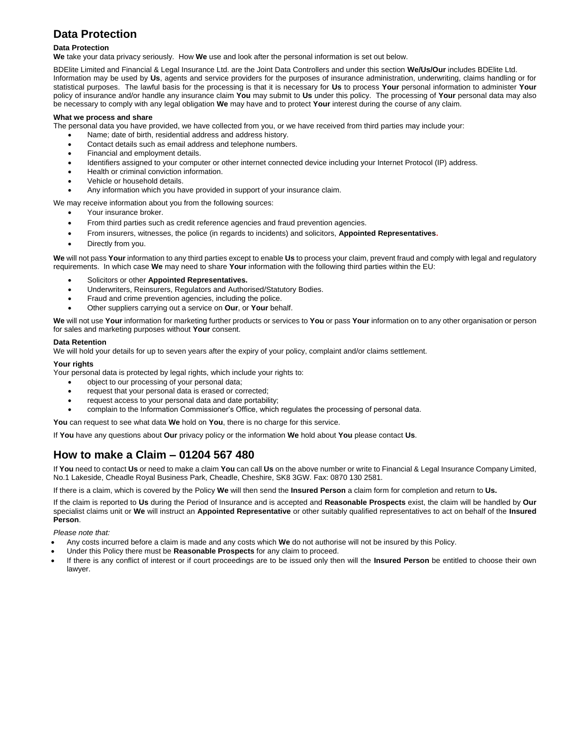## Data Protection

**Data Protection**

**We** take your data privacy seriously. How **We** use and look after the personal information is set out below.

BDElite Limited and Financial & Legal Insurance Ltd. are the Joint Data Controllers and under this section **We/Us/Our** includes BDElite Ltd. Information may be used by **Us**, agents and service providers for the purposes of insurance administration, underwriting, claims handling or for statistical purposes. The lawful basis for the processing is that it is necessary for **Us** to process **Your** personal information to administer **Your** policy of insurance and/or handle any insurance claim **You** may submit to **Us** under this policy. The processing of **Your** personal data may also be necessary to comply with any legal obligation **We** may have and to protect **Your** interest during the course of any claim.

**What we process and share**

The personal data you have provided, we have collected from you, or we have received from third parties may include your:

- Name; date of birth, residential address and address history.
- Contact details such as email address and telephone numbers.
- Financial and employment details.
- Identifiers assigned to your computer or other internet connected device including your Internet Protocol (IP) address.
- Health or criminal conviction information.
- Vehicle or household details.
- Any information which you have provided in support of your insurance claim.

We may receive information about you from the following sources:

- Your insurance broker.
- From third parties such as credit reference agencies and fraud prevention agencies.
- From insurers, witnesses, the police (in regards to incidents) and solicitors, **Appointed Representatives.**
- Directly from you.

**We** will not pass **Your** information to any third parties except to enable **Us** to process your claim, prevent fraud and comply with legal and regulatory requirements. In which case **We** may need to share **Your** information with the following third parties within the EU:

- Solicitors or other **Appointed Representatives.**
- Underwriters, Reinsurers, Regulators and Authorised/Statutory Bodies.
- Fraud and crime prevention agencies, including the police.
- Other suppliers carrying out a service on **Our**, or **Your** behalf.

**We** will not use **Your** information for marketing further products or services to **You** or pass **Your** information on to any other organisation or person for sales and marketing purposes without **Your** consent.

**Data Retention**

We will hold your details for up to seven years after the expiry of your policy, complaint and/or claims settlement.

**Your rights**

Your personal data is protected by legal rights, which include your rights to:

- object to our processing of your personal data;
- request that your personal data is erased or corrected;
- request access to your personal data and date portability;
- complain to the Information Commissioner's Office, which regulates the processing of personal data.

**You** can request to see what data **We** hold on **You**, there is no charge for this service.

If **You** have any questions about **Our** privacy policy or the information **We** hold about **You** please contact **Us**.

## How to make a Claim – 01204 567 480

If **You** need to contact **Us** or need to make a claim **You** can call **Us** on the above number or write to Financial & Legal Insurance Company Limited, No.1 Lakeside, Cheadle Royal Business Park, Cheadle, Cheshire, SK8 3GW. Fax: 0870 130 2581.

If there is a claim, which is covered by the Policy **We** will then send the **Insured Person** a claim form for completion and return to **Us.**

If the claim is reported to **Us** during the Period of Insurance and is accepted and **Reasonable Prospects** exist, the claim will be handled by **Our** specialist claims unit or **We** will instruct an **Appointed Representative** or other suitably qualified representatives to act on behalf of the **Insured Person**.

*Please note that:*

- Any costs incurred before a claim is made and any costs which **We** do not authorise will not be insured by this Policy.
- Under this Policy there must be **Reasonable Prospects** for any claim to proceed.
- If there is any conflict of interest or if court proceedings are to be issued only then will the **Insured Person** be entitled to choose their own lawyer.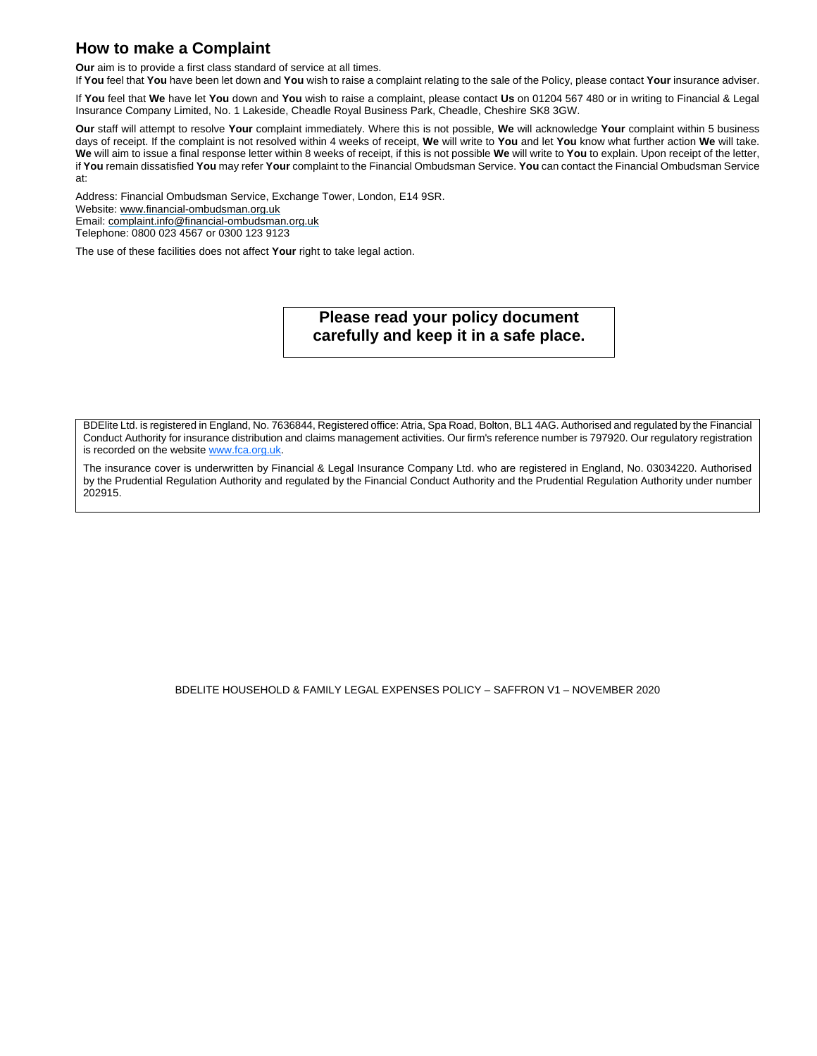## How to make a Complaint

**Our** aim is to provide a first class standard of service at all times.
If **You** feel that **You** have been let down and **You** wish to raise a complaint relating to the sale of the Policy, please contact **Your** insurance adviser.

If **You** feel that **We** have let **You** down and **You** wish to raise a complaint, please contact **Us** on 01204 567 480 or in writing to Financial & Legal Insurance Company Limited, No. 1 Lakeside, Cheadle Royal Business Park, Cheadle, Cheshire SK8 3GW.

**Our** staff will attempt to resolve **Your** complaint immediately. Where this is not possible, **We** will acknowledge **Your** complaint within 5 business days of receipt. If the complaint is not resolved within 4 weeks of receipt, **We** will write to **You** and let **You** know what further action **We** will take. **We** will aim to issue a final response letter within 8 weeks of receipt, if this is not possible **We** will write to **You** to explain. Upon receipt of the letter, if **You** remain dissatisfied **You** may refer **Your** complaint to the Financial Ombudsman Service. **You** can contact the Financial Ombudsman Service at:

Address: Financial Ombudsman Service, Exchange Tower, London, E14 9SR.
Website: www.financial-ombudsman.org.uk
Email: complaint.info@financial-ombudsman.org.uk
Telephone: 0800 023 4567 or 0300 123 9123

The use of these facilities does not affect **Your** right to take legal action.

**Please read your policy document carefully and keep it in a safe place.**

BDElite Ltd. is registered in England, No. 7636844, Registered office: Atria, Spa Road, Bolton, BL1 4AG. Authorised and regulated by the Financial Conduct Authority for insurance distribution and claims management activities. Our firm's reference number is 797920. Our regulatory registration is recorded on the website www.fca.org.uk.

The insurance cover is underwritten by Financial & Legal Insurance Company Ltd. who are registered in England, No. 03034220. Authorised by the Prudential Regulation Authority and regulated by the Financial Conduct Authority and the Prudential Regulation Authority under number 202915.

BDELITE HOUSEHOLD & FAMILY LEGAL EXPENSES POLICY – SAFFRON V1 – NOVEMBER 2020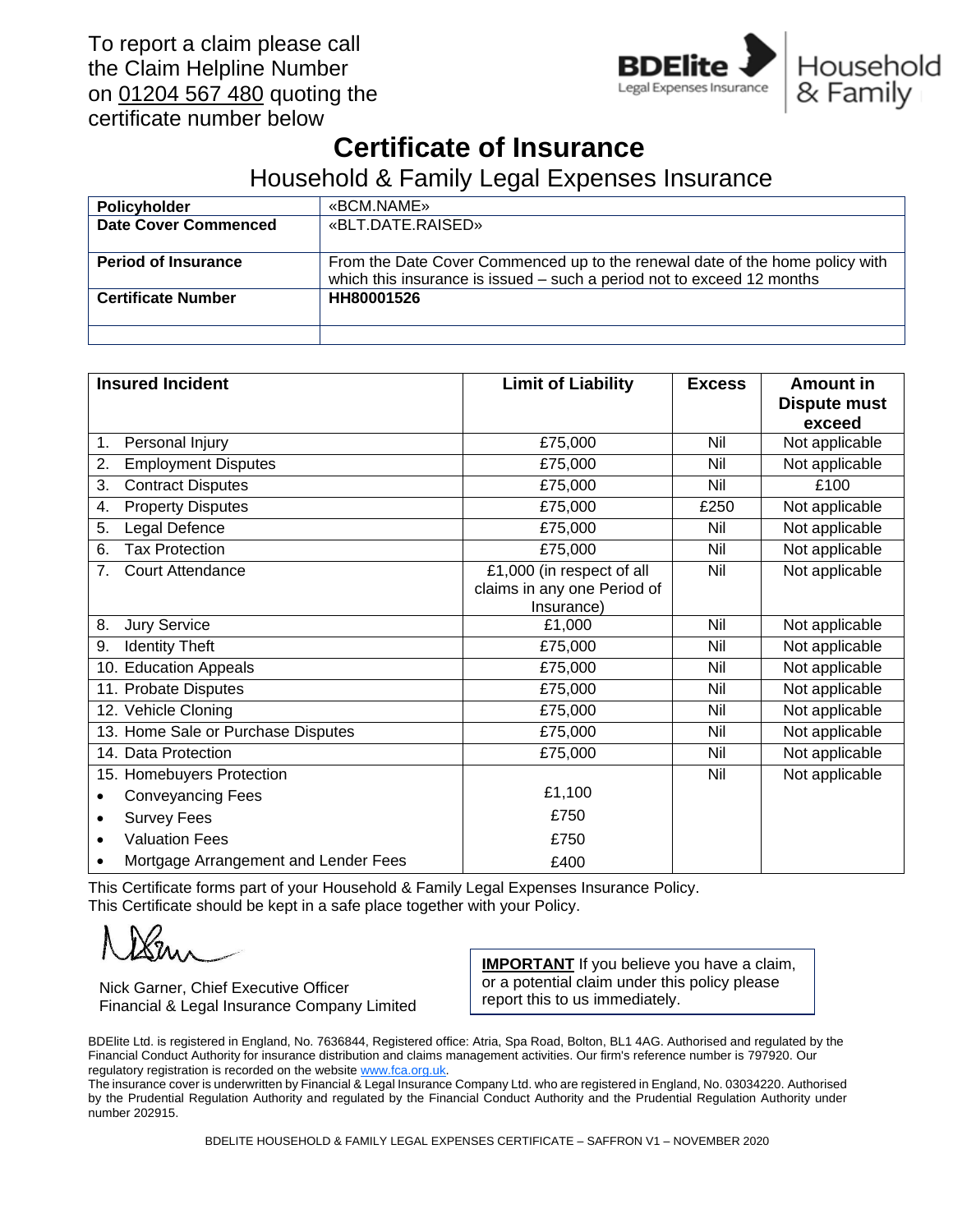To report a claim please call the Claim Helpline Number on 01204 567 480 quoting the certificate number below

BDElite Legal Expenses Insurance | Household & Family

# Certificate of Insurance

## Household & Family Legal Expenses Insurance

| | |
|---|---|
| **Policyholder** | «BCM.NAME» |
| **Date Cover Commenced** | «BLT.DATE.RAISED» |
| **Period of Insurance** | From the Date Cover Commenced up to the renewal date of the home policy with which this insurance is issued – such a period not to exceed 12 months |
| **Certificate Number** | **HH80001526** |
| | |

| Insured Incident | Limit of Liability | Excess | Amount in Dispute must exceed |
|---|---|---|---|
| 1. Personal Injury | £75,000 | Nil | Not applicable |
| 2. Employment Disputes | £75,000 | Nil | Not applicable |
| 3. Contract Disputes | £75,000 | Nil | £100 |
| 4. Property Disputes | £75,000 | £250 | Not applicable |
| 5. Legal Defence | £75,000 | Nil | Not applicable |
| 6. Tax Protection | £75,000 | Nil | Not applicable |
| 7. Court Attendance | £1,000 (in respect of all claims in any one Period of Insurance) | Nil | Not applicable |
| 8. Jury Service | £1,000 | Nil | Not applicable |
| 9. Identity Theft | £75,000 | Nil | Not applicable |
| 10. Education Appeals | £75,000 | Nil | Not applicable |
| 11. Probate Disputes | £75,000 | Nil | Not applicable |
| 12. Vehicle Cloning | £75,000 | Nil | Not applicable |
| 13. Home Sale or Purchase Disputes | £75,000 | Nil | Not applicable |
| 14. Data Protection | £75,000 | Nil | Not applicable |
| 15. Homebuyers Protection | | Nil | Not applicable |
| • Conveyancing Fees | £1,100 | | |
| • Survey Fees | £750 | | |
| • Valuation Fees | £750 | | |
| • Mortgage Arrangement and Lender Fees | £400 | | |

This Certificate forms part of your Household & Family Legal Expenses Insurance Policy.
This Certificate should be kept in a safe place together with your Policy.

Nick Garner, Chief Executive Officer
Financial & Legal Insurance Company Limited

**IMPORTANT** If you believe you have a claim, or a potential claim under this policy please report this to us immediately.

BDElite Ltd. is registered in England, No. 7636844, Registered office: Atria, Spa Road, Bolton, BL1 4AG. Authorised and regulated by the Financial Conduct Authority for insurance distribution and claims management activities. Our firm's reference number is 797920. Our regulatory registration is recorded on the website www.fca.org.uk.
The insurance cover is underwritten by Financial & Legal Insurance Company Ltd. who are registered in England, No. 03034220. Authorised by the Prudential Regulation Authority and regulated by the Financial Conduct Authority and the Prudential Regulation Authority under number 202915.

BDELITE HOUSEHOLD & FAMILY LEGAL EXPENSES CERTIFICATE – SAFFRON V1 – NOVEMBER 2020